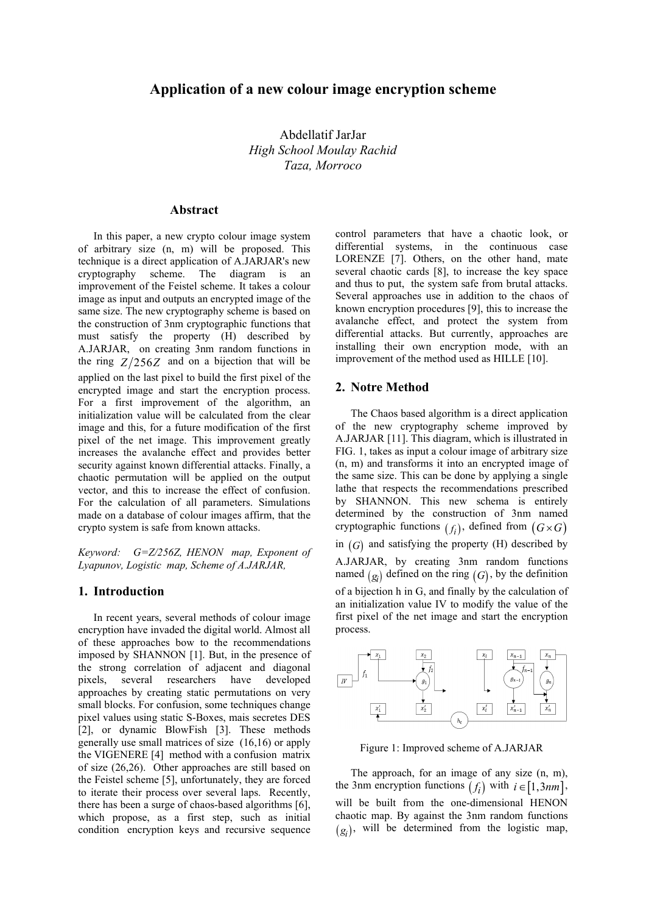# Application of a new colour image encryption scheme

Abdellatif JarJar
*High School Moulay Rachid*
*Taza, Morroco*

## Abstract

In this paper, a new crypto colour image system of arbitrary size (n, m) will be proposed. This technique is a direct application of A.JARJAR's new cryptography scheme. The diagram is an improvement of the Feistel scheme. It takes a colour image as input and outputs an encrypted image of the same size. The new cryptography scheme is based on the construction of 3nm cryptographic functions that must satisfy the property (H) described by A.JARJAR, on creating 3nm random functions in the ring $Z/256Z$ and on a bijection that will be applied on the last pixel to build the first pixel of the encrypted image and start the encryption process. For a first improvement of the algorithm, an initialization value will be calculated from the clear image and this, for a future modification of the first pixel of the net image. This improvement greatly increases the avalanche effect and provides better security against known differential attacks. Finally, a chaotic permutation will be applied on the output vector, and this to increase the effect of confusion. For the calculation of all parameters. Simulations made on a database of colour images affirm, that the crypto system is safe from known attacks.

*Keyword: G=Z/256Z, HENON map, Exponent of Lyapunov, Logistic map, Scheme of A.JARJAR,*

## 1. Introduction

In recent years, several methods of colour image encryption have invaded the digital world. Almost all of these approaches bow to the recommendations imposed by SHANNON [1]. But, in the presence of the strong correlation of adjacent and diagonal pixels, several researchers have developed approaches by creating static permutations on very small blocks. For confusion, some techniques change pixel values using static S-Boxes, mais secretes DES [2], or dynamic BlowFish [3]. These methods generally use small matrices of size (16,16) or apply the VIGENERE [4] method with a confusion matrix of size (26,26). Other approaches are still based on the Feistel scheme [5], unfortunately, they are forced to iterate their process over several laps. Recently, there has been a surge of chaos-based algorithms [6], which propose, as a first step, such as initial condition encryption keys and recursive sequence control parameters that have a chaotic look, or differential systems, in the continuous case LORENZE [7]. Others, on the other hand, mate several chaotic cards [8], to increase the key space and thus to put, the system safe from brutal attacks. Several approaches use in addition to the chaos of known encryption procedures [9], this to increase the avalanche effect, and protect the system from differential attacks. But currently, approaches are installing their own encryption mode, with an improvement of the method used as HILLE [10].

## 2. Notre Method

The Chaos based algorithm is a direct application of the new cryptography scheme improved by A.JARJAR [11]. This diagram, which is illustrated in FIG. 1, takes as input a colour image of arbitrary size (n, m) and transforms it into an encrypted image of the same size. This can be done by applying a single lathe that respects the recommendations prescribed by SHANNON. This new schema is entirely determined by the construction of 3nm named cryptographic functions $(f_i)$, defined from $(G \times G)$ in $(G)$ and satisfying the property (H) described by A.JARJAR, by creating 3nm random functions named $(g_i)$ defined on the ring $(G)$, by the definition of a bijection h in G, and finally by the calculation of an initialization value IV to modify the value of the first pixel of the net image and start the encryption process.

IV
$x_1$
$x_2$
$x_i$
$x_{n-1}$
$x_n$
$f_1$
$f_2$
$f_{n-1}$
$g_1$
$g_{n-1}$
$g_n$
$x'_1$
$x'_2$
$x'_i$
$x'_{n-1}$
$x'_n$
$h_t$

Figure 1: Improved scheme of A.JARJAR

The approach, for an image of any size (n, m), the 3nm encryption functions $(f_i)$ with $i \in [1, 3nm]$, will be built from the one-dimensional HENON chaotic map. By against the 3nm random functions $(g_i)$, will be determined from the logistic map,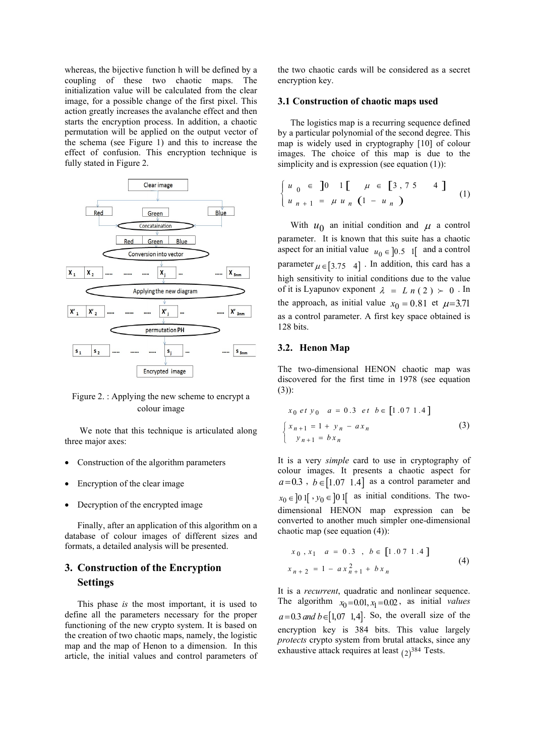whereas, the bijective function h will be defined by a coupling of these two chaotic maps. The initialization value will be calculated from the clear image, for a possible change of the first pixel. This action greatly increases the avalanche effect and then starts the encryption process. In addition, a chaotic permutation will be applied on the output vector of the schema (see Figure 1) and this to increase the effect of confusion. This encryption technique is fully stated in Figure 2.

Clear image

Red | Green | Blue

Concataination

Red | Green | Blue

Conversion into vector

$X_1$ $X_2$ ..... ...... ..... $X_j$ ... ..... $X_{3nm}$

Applying the new diagram

$X'_1$ $X'_2$ ..... ...... ..... $X'_j$ ... ..... $X'_{3nm}$

permutation PH

$s_1$ $s_2$ ..... ...... ..... $s_j$ ... ..... $s_{3nm}$

Encrypted image

Figure 2. : Applying the new scheme to encrypt a colour image

We note that this technique is articulated along three major axes:

- Construction of the algorithm parameters
- Encryption of the clear image
- Decryption of the encrypted image

Finally, after an application of this algorithm on a database of colour images of different sizes and formats, a detailed analysis will be presented.

## 3. Construction of the Encryption Settings

This phase *is* the most important, it is used to define all the parameters necessary for the proper functioning of the new crypto system. It is based on the creation of two chaotic maps, namely, the logistic map and the map of Henon to a dimension. In this article, the initial values and control parameters of the two chaotic cards will be considered as a secret encryption key.

### 3.1 Construction of chaotic maps used

The logistics map is a recurring sequence defined by a particular polynomial of the second degree. This map is widely used in cryptography [10] of colour images. The choice of this map is due to the simplicity and is expression (see equation (1)):

$$\begin{cases} u_0 \in \left]0 \quad 1\right[ \quad \mu \in \left[3,75 \quad 4\right] \\ u_{n+1} = \mu u_n \left(1 - u_n\right) \end{cases} \tag{1}$$

With $u_0$ an initial condition and $\mu$ a control parameter. It is known that this suite has a chaotic aspect for an initial value $u_0 \in \left]0.5 \quad 1\right[$ and a control parameter $\mu \in \left[3.75 \quad 4\right]$. In addition, this card has a high sensitivity to initial conditions due to the value of it is Lyapunov exponent $\lambda = Ln(2) \succ 0$. In the approach, as initial value $x_0 = 0.81$ et $\mu = 3.71$ as a control parameter. A first key space obtained is 128 bits.

### 3.2. Henon Map

The two-dimensional HENON chaotic map was discovered for the first time in 1978 (see equation (3)):

$$x_0 \; et \; y_0 \quad a = 0.3 \quad et \quad b \in \left[1.07 \; 1.4\right]$$

$$\begin{cases} x_{n+1} = 1 + y_n - ax_n \\ y_{n+1} = bx_n \end{cases} \tag{3}$$

It is a very *simple* card to use in cryptography of colour images. It presents a chaotic aspect for $a = 0.3$, $b \in \left[1.07 \quad 1.4\right]$ as a control parameter and $x_0 \in \left]0\,1\right[$, $y_0 \in \left]0\,1\right[$ as initial conditions. The two-dimensional HENON map expression can be converted to another much simpler one-dimensional chaotic map (see equation (4)):

$$x_0, x_1 \quad a = 0.3 \quad , \quad b \in \left[1.07 \; 1.4\right]$$

$$x_{n+2} = 1 - ax_{n+1}^2 + bx_n \tag{4}$$

It is a *recurrent*, quadratic and nonlinear sequence. The algorithm $x_0 = 0.01, x_1 = 0.02$, as initial *values* $a = 0.3$ *and* $b \in \left[1,07 \quad 1,4\right]$. So, the overall size of the encryption key is 384 bits. This value largely *protects* crypto system from brutal attacks, since any exhaustive attack requires at least $(2)^{384}$ Tests.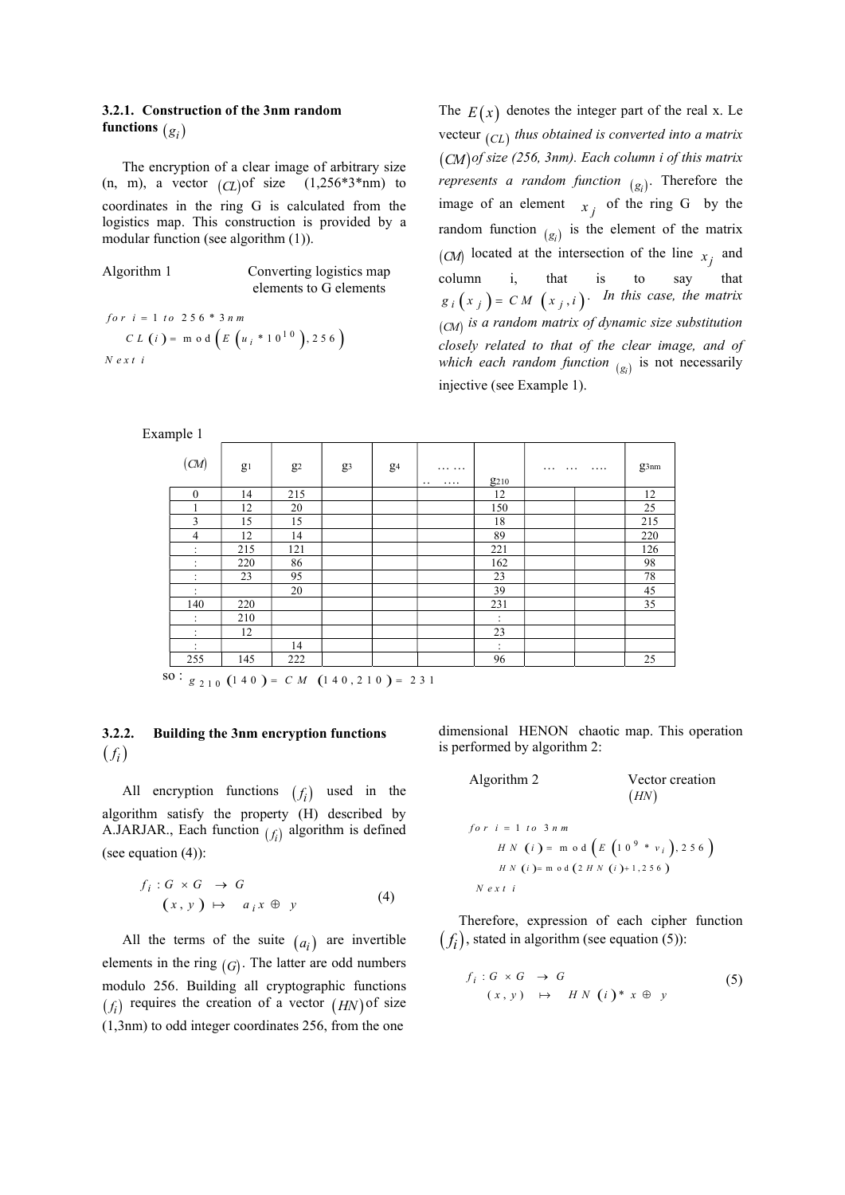### 3.2.1. Construction of the 3nm random functions $(g_i)$

The encryption of a clear image of arbitrary size (n, m), a vector $(CL)$ of size (1,256*3*nm) to coordinates in the ring G is calculated from the logistics map. This construction is provided by a modular function (see algorithm (1)).

Algorithm 1 — Converting logistics map elements to G elements

$$
\begin{aligned}
&for\ i = 1\ to\ 256*3nm \\
&\quad CL(i) = \mathrm{mod}\left(E\left(u_i * 10^{10}\right), 256\right) \\
&Next\ i
\end{aligned}
$$

The $E(x)$ denotes the integer part of the real x. Le vecteur $(CL)$ *thus obtained is converted into a matrix* $(CM)$ *of size (256, 3nm). Each column i of this matrix represents a random function* $(g_i)$. Therefore the image of an element $x_j$ of the ring G by the random function $(g_i)$ is the element of the matrix $(CM)$ located at the intersection of the line $x_j$ and column i, that is to say that $g_i(x_j) = CM(x_j, i)$. *In this case, the matrix* $(CM)$ *is a random matrix of dynamic size substitution closely related to that of the clear image, and of which each random function* $(g_i)$ is not necessarily injective (see Example 1).

Example 1

| $(CM)$ | g1 | g2 | g3 | g4 | ……… …. | g210 | … … …. | | g3nm |
|---|---|---|---|---|---|---|---|---|---|
| 0 | 14 | 215 | | | | 12 | | | 12 |
| 1 | 12 | 20 | | | | 150 | | | 25 |
| 3 | 15 | 15 | | | | 18 | | | 215 |
| 4 | 12 | 14 | | | | 89 | | | 220 |
| : | 215 | 121 | | | | 221 | | | 126 |
| : | 220 | 86 | | | | 162 | | | 98 |
| : | 23 | 95 | | | | 23 | | | 78 |
| : | | 20 | | | | 39 | | | 45 |
| 140 | 220 | | | | | 231 | | | 35 |
| : | 210 | | | | | : | | | |
| : | 12 | | | | | 23 | | | |
| : | | 14 | | | | : | | | |
| 255 | 145 | 222 | | | | 96 | | | 25 |

so : $g_{210}(140) = CM(140, 210) = 231$

### 3.2.2. Building the 3nm encryption functions $(f_i)$

All encryption functions $(f_i)$ used in the algorithm satisfy the property (H) described by A.JARJAR., Each function $(f_i)$ algorithm is defined (see equation (4)):

$$
\begin{aligned}
f_i : G \times G &\rightarrow G \\
(x, y) &\mapsto a_i x \oplus y
\end{aligned}
\tag{4}
$$

All the terms of the suite $(a_i)$ are invertible elements in the ring $(G)$. The latter are odd numbers modulo 256. Building all cryptographic functions $(f_i)$ requires the creation of a vector $(HN)$ of size (1,3nm) to odd integer coordinates 256, from the one dimensional HENON chaotic map. This operation is performed by algorithm 2:

Algorithm 2 — Vector creation $(HN)$

$$
\begin{aligned}
&for\ i = 1\ to\ 3nm \\
&\quad HN(i) = \mathrm{mod}\left(E\left(10^9 * v_i\right), 256\right) \\
&\quad HN(i) = \mathrm{mod}\left(2HN(i) + 1, 256\right) \\
&Next\ i
\end{aligned}
$$

Therefore, expression of each cipher function $(f_i)$, stated in algorithm (see equation (5)):

$$
\begin{aligned}
f_i : G \times G &\rightarrow G \\
(x, y) &\mapsto HN(i) * x \oplus y
\end{aligned}
\tag{5}
$$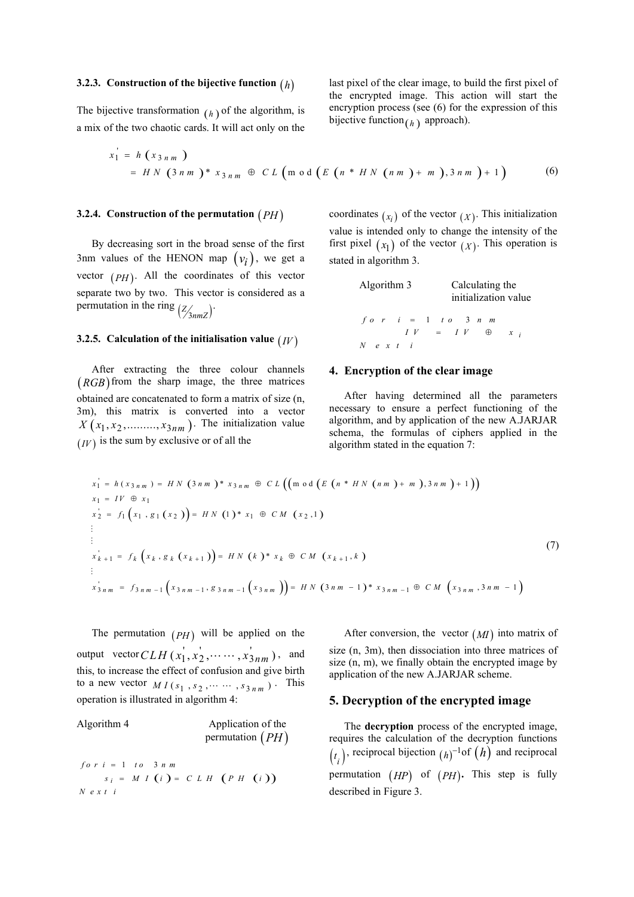### 3.2.3. Construction of the bijective function $(h)$

The bijective transformation $(h)$ of the algorithm, is a mix of the two chaotic cards. It will act only on the last pixel of the clear image, to build the first pixel of the encrypted image. This action will start the encryption process (see (6) for the expression of this bijective function $(h)$ approach).

$$
\begin{aligned}
x_1' &= h\left(x_{3nm}\right) \\
&= HN\left(3nm\right) * x_{3nm} \oplus CL\left(\bmod\left(E\left(n * HN\left(nm\right) + m\right), 3nm\right) + 1\right)
\end{aligned} \tag{6}
$$

### 3.2.4. Construction of the permutation $(PH)$

By decreasing sort in the broad sense of the first 3nm values of the HENON map $(v_i)$, we get a vector $(PH)$. All the coordinates of this vector separate two by two. This vector is considered as a permutation in the ring $\left(\mathbb{Z}/_{3nm\mathbb{Z}}\right)$.

### 3.2.5. Calculation of the initialisation value $(IV)$

After extracting the three colour channels $(RGB)$ from the sharp image, the three matrices obtained are concatenated to form a matrix of size (n, 3m), this matrix is converted into a vector $X\left(x_1, x_2, \ldots\ldots\ldots, x_{3nm}\right)$. The initialization value $(IV)$ is the sum by exclusive or of all the coordinates $(x_i)$ of the vector $(X)$. This initialization value is intended only to change the intensity of the first pixel $(x_1)$ of the vector $(X)$. This operation is stated in algorithm 3.

Algorithm 3 Calculating the initialization value

```
for i = 1 to 3nm
    IV = IV ⊕ x_i
Next i
```

## 4. Encryption of the clear image

After having determined all the parameters necessary to ensure a perfect functioning of the algorithm, and by application of the new A.JARJAR schema, the formulas of ciphers applied in the algorithm stated in the equation 7:

$$
\begin{aligned}
& x_1' = h(x_{3nm}) = HN\left(3nm\right) * x_{3nm} \oplus CL\left(\left(\bmod\left(E\left(n * HN\left(nm\right) + m\right), 3nm\right) + 1\right)\right) \\
& x_1 = IV \oplus x_1 \\
& x_2' = f_1\left(x_1, g_1\left(x_2\right)\right) = HN\left(1\right) * x_1 \oplus CM\left(x_2, 1\right) \\
& \vdots \\
& \vdots \\
& x_{k+1}' = f_k\left(x_k, g_k\left(x_{k+1}\right)\right) = HN\left(k\right) * x_k \oplus CM\left(x_{k+1}, k\right) \\
& \vdots \\
& x_{3nm}' = f_{3nm-1}\left(x_{3nm-1}, g_{3nm-1}\left(x_{3nm}\right)\right) = HN\left(3nm-1\right) * x_{3nm-1} \oplus CM\left(x_{3nm}, 3nm-1\right)
\end{aligned} \tag{7}
$$

The permutation $(PH)$ will be applied on the output vector $CLH\left(x_1', x_2', \cdots\cdots, x_{3nm}'\right)$, and this, to increase the effect of confusion and give birth to a new vector $MI\left(s_1, s_2, \cdots\cdots, s_{3nm}\right)$. This operation is illustrated in algorithm 4:

Algorithm 4 Application of the permutation $(PH)$

```
for i = 1 to 3nm
    s_i = MI(i) = CLH(PH(i))
Next i
```

After conversion, the vector $(MI)$ into matrix of size (n, 3m), then dissociation into three matrices of size (n, m), we finally obtain the encrypted image by application of the new A.JARJAR scheme.

## 5. Decryption of the encrypted image

The **decryption** process of the encrypted image, requires the calculation of the decryption functions $(t_i)$, reciprocal bijection $(h)^{-1}$ of $(h)$ and reciprocal permutation $(HP)$ of $(PH)$**.** This step is fully described in Figure 3.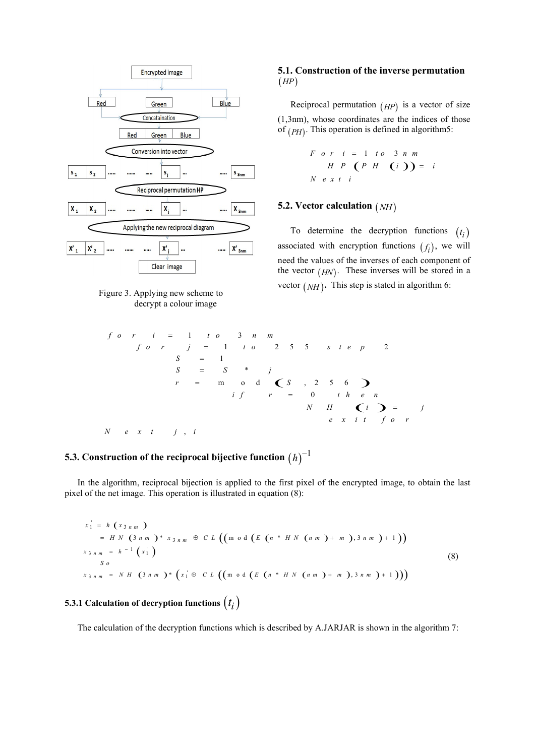Figure 3. Applying new scheme to decrypt a colour image

### 5.1. Construction of the inverse permutation $(HP)$

Reciprocal permutation $(HP)$ is a vector of size (1,3nm), whose coordinates are the indices of those of $(PH)$. This operation is defined in algorithm5:

```
For i = 1 to 3nm
    HP(PH(i)) = i
Next i
```

### 5.2. Vector calculation $(NH)$

To determine the decryption functions $(t_i)$ associated with encryption functions $(f_i)$, we will need the values of the inverses of each component of the vector $(HN)$. These inverses will be stored in a vector $(NH)$. This step is stated in algorithm 6:

```
for i = 1 to 3nm
    for j = 1 to 255 step 2
        S = 1
        S = S * j
        r = mod(S, 256)
            if r = 0 then
                NH(i) = j
                exit for
Next j, i
```

### 5.3. Construction of the reciprocal bijective function $(h)^{-1}$

In the algorithm, reciprocal bijection is applied to the first pixel of the encrypted image, to obtain the last pixel of the net image. This operation is illustrated in equation (8):

$$
\begin{aligned}
x_1^{'} &= h\left(x_{3nm}\right) \\
&= HN\left(3nm\right) * x_{3nm} \oplus CL\left(\left(\bmod\left(E\left(n*HN\left(nm\right)+m\right), 3nm\right)+1\right)\right) \\
x_{3nm} &= h^{-1}\left(x_1^{'}\right) \\
So & \\
x_{3nm} &= NH\left(3nm\right) * \left(x_1^{'} \oplus CL\left(\left(\bmod\left(E\left(n*HN\left(nm\right)+m\right), 3nm\right)+1\right)\right)\right)
\end{aligned}
\tag{8}
$$

#### 5.3.1 Calculation of decryption functions $(t_i)$

The calculation of the decryption functions which is described by A.JARJAR is shown in the algorithm 7: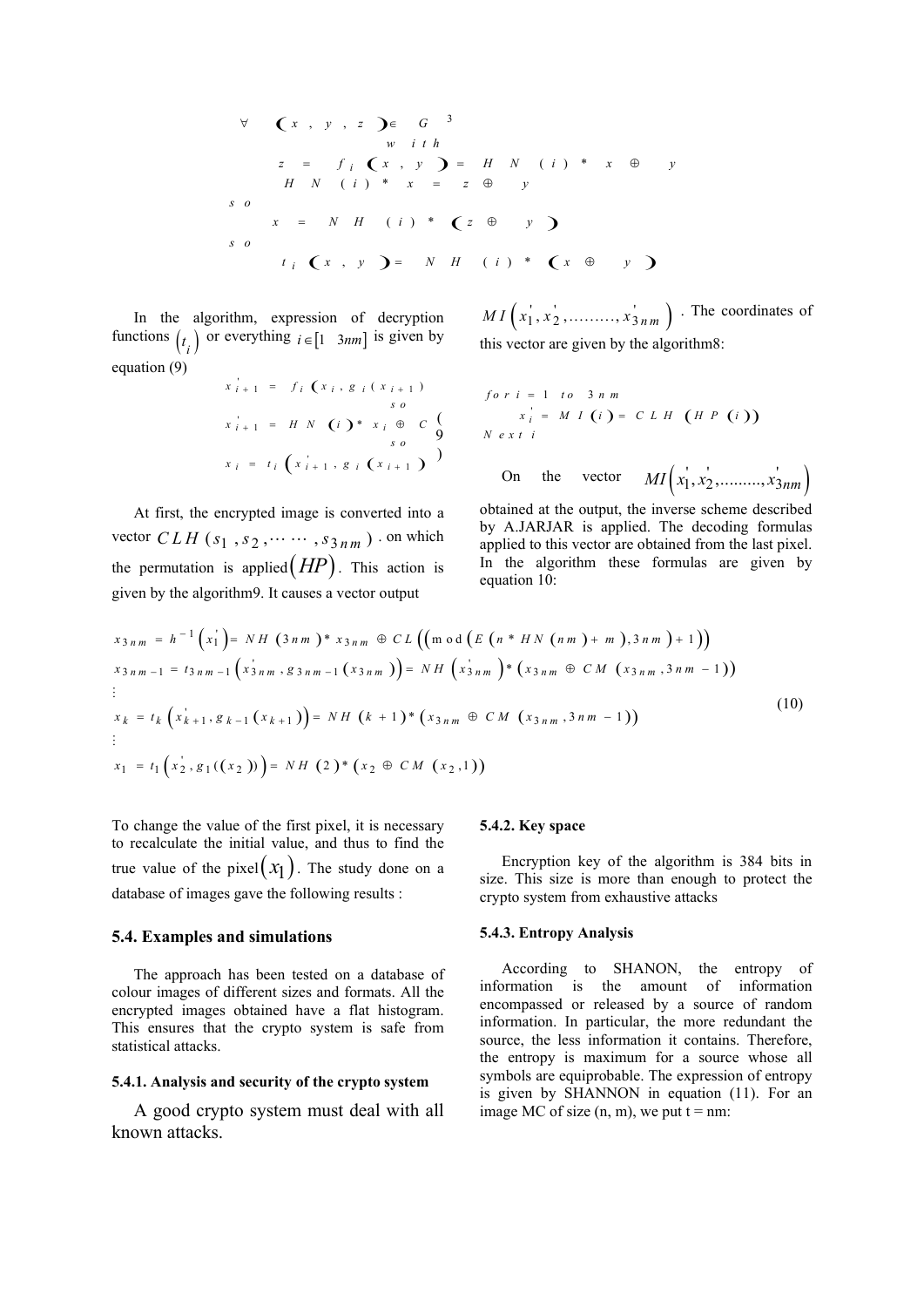$$\forall (x, y, z) \in G^3$$

with

$$z = f_i(x, y) = HN(i) * x \oplus y$$

$$HN(i) * x = z \oplus y$$

so

$$x = NH(i) * (z \oplus y)$$

so

$$t_i(x, y) = NH(i) * (x \oplus y)$$

In the algorithm, expression of decryption functions $(t_i)$ or everything $i \in [1 \quad 3nm]$ is given by equation (9)

$$x'_{i+1} = f_i(x_i, g_i(x_{i+1}))$$

so

$$x'_{i+1} = HN(i) * x_i \oplus C \qquad (9)$$

so

$$x_i = t_i(x'_{i+1}, g_i(x_{i+1}))$$

At first, the encrypted image is converted into a vector $CLH(s_1, s_2, \cdots\cdots, s_{3nm})$ . on which the permutation is applied $(HP)$. This action is given by the algorithm9. It causes a vector output $MI(x'_1, x'_2, \ldots\ldots\ldots, x'_{3nm})$ . The coordinates of this vector are given by the algorithm8:

```
for i = 1 to 3nm
    x'_i = MI(i) = CLH(HP(i))
Next i
```

On the vector $MI(x'_1, x'_2, \ldots\ldots\ldots, x'_{3nm})$ obtained at the output, the inverse scheme described by A.JARJAR is applied. The decoding formulas applied to this vector are obtained from the last pixel. In the algorithm these formulas are given by equation 10:

$$
\begin{aligned}
x_{3nm} &= h^{-1}(x'_1) = NH(3nm) * x_{3nm} \oplus CL((\mathrm{mod}(E(n * HN(nm) + m), 3nm) + 1)) \\
x_{3nm-1} &= t_{3nm-1}(x'_{3nm}, g_{3nm-1}(x_{3nm})) = NH(x'_{3nm}) * (x_{3nm} \oplus CM(x_{3nm}, 3nm-1)) \\
&\vdots \\
x_k &= t_k(x'_{k+1}, g_{k-1}(x_{k+1})) = NH(k+1) * (x_{3nm} \oplus CM(x_{3nm}, 3nm-1)) \\
&\vdots \\
x_1 &= t_1(x'_2, g_1((x_2))) = NH(2) * (x_2 \oplus CM(x_2, 1))
\end{aligned} \qquad (10)
$$

To change the value of the first pixel, it is necessary to recalculate the initial value, and thus to find the true value of the pixel $(x_1)$. The study done on a database of images gave the following results :

### 5.4. Examples and simulations

The approach has been tested on a database of colour images of different sizes and formats. All the encrypted images obtained have a flat histogram. This ensures that the crypto system is safe from statistical attacks.

#### 5.4.1. Analysis and security of the crypto system

A good crypto system must deal with all known attacks.

#### 5.4.2. Key space

Encryption key of the algorithm is 384 bits in size. This size is more than enough to protect the crypto system from exhaustive attacks

#### 5.4.3. Entropy Analysis

According to SHANON, the entropy of information is the amount of information encompassed or released by a source of random information. In particular, the more redundant the source, the less information it contains. Therefore, the entropy is maximum for a source whose all symbols are equiprobable. The expression of entropy is given by SHANNON in equation (11). For an image MC of size (n, m), we put t = nm: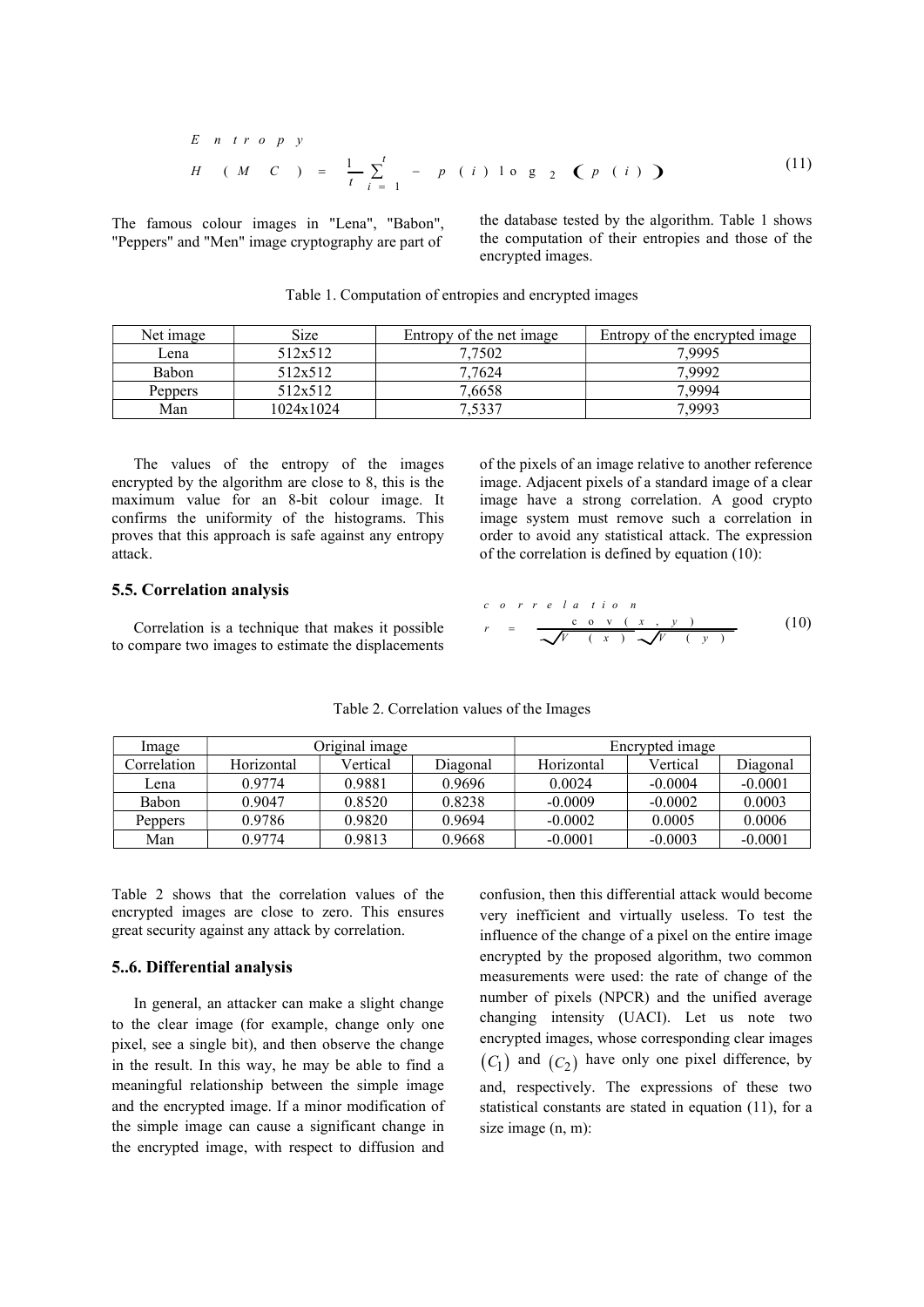$$\text{Entropy} \quad H(MC) = \frac{1}{t}\sum_{i=1}^{t} - p(i)\log_2\left(p(i)\right) \tag{11}$$

The famous colour images in "Lena", "Babon", "Peppers" and "Men" image cryptography are part of the database tested by the algorithm. Table 1 shows the computation of their entropies and those of the encrypted images.

Table 1. Computation of entropies and encrypted images

| Net image | Size | Entropy of the net image | Entropy of the encrypted image |
|---|---|---|---|
| Lena | 512x512 | 7,7502 | 7,9995 |
| Babon | 512x512 | 7,7624 | 7,9992 |
| Peppers | 512x512 | 7,6658 | 7,9994 |
| Man | 1024x1024 | 7,5337 | 7,9993 |

The values of the entropy of the images encrypted by the algorithm are close to 8, this is the maximum value for an 8-bit colour image. It confirms the uniformity of the histograms. This proves that this approach is safe against any entropy attack.

## 5.5. Correlation analysis

Correlation is a technique that makes it possible to compare two images to estimate the displacements of the pixels of an image relative to another reference image. Adjacent pixels of a standard image of a clear image have a strong correlation. A good crypto image system must remove such a correlation in order to avoid any statistical attack. The expression of the correlation is defined by equation (10):

$$\text{correlation} \quad r = \frac{\operatorname{cov}(x, y)}{\sqrt{V(x)}\sqrt{V(y)}} \tag{10}$$

Table 2. Correlation values of the Images

| Image | Original image | | | Encrypted image | | |
|---|---|---|---|---|---|---|
| Correlation | Horizontal | Vertical | Diagonal | Horizontal | Vertical | Diagonal |
| Lena | 0.9774 | 0.9881 | 0.9696 | 0.0024 | -0.0004 | -0.0001 |
| Babon | 0.9047 | 0.8520 | 0.8238 | -0.0009 | -0.0002 | 0.0003 |
| Peppers | 0.9786 | 0.9820 | 0.9694 | -0.0002 | 0.0005 | 0.0006 |
| Man | 0.9774 | 0.9813 | 0.9668 | -0.0001 | -0.0003 | -0.0001 |

Table 2 shows that the correlation values of the encrypted images are close to zero. This ensures great security against any attack by correlation.

## 5..6. Differential analysis

In general, an attacker can make a slight change to the clear image (for example, change only one pixel, see a single bit), and then observe the change in the result. In this way, he may be able to find a meaningful relationship between the simple image and the encrypted image. If a minor modification of the simple image can cause a significant change in the encrypted image, with respect to diffusion and confusion, then this differential attack would become very inefficient and virtually useless. To test the influence of the change of a pixel on the entire image encrypted by the proposed algorithm, two common measurements were used: the rate of change of the number of pixels (NPCR) and the unified average changing intensity (UACI). Let us note two encrypted images, whose corresponding clear images $(C_1)$ and $(C_2)$ have only one pixel difference, by and, respectively. The expressions of these two statistical constants are stated in equation (11), for a size image (n, m):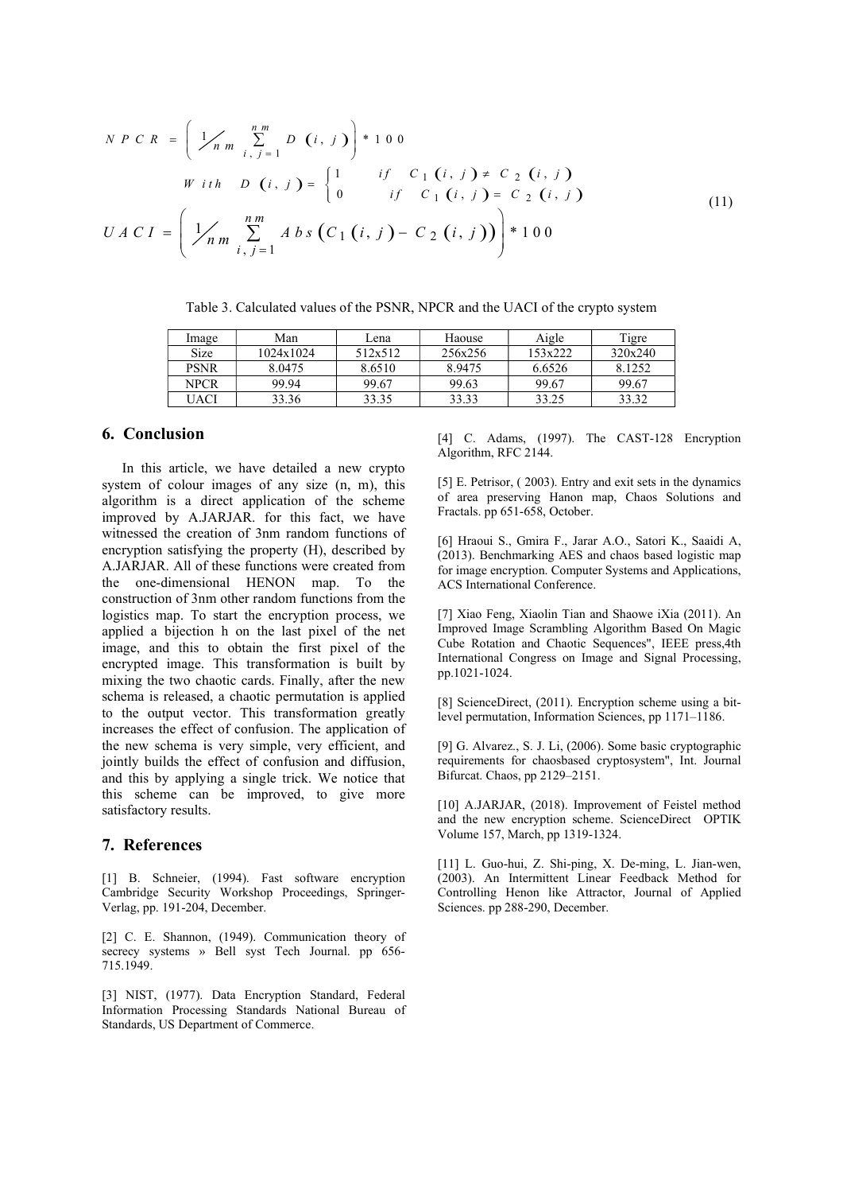$$NPCR = \left( \frac{1}{nm} \sum_{i,j=1}^{nm} D(i,j) \right) * 100$$

$$With \quad D(i,j) = \begin{cases} 1 & if \quad C_1(i,j) \neq C_2(i,j) \\ 0 & if \quad C_1(i,j) = C_2(i,j) \end{cases} \tag{11}$$

$$UACI = \left( \frac{1}{nm} \sum_{i,j=1}^{nm} Abs\left(C_1(i,j) - C_2(i,j)\right) \right) * 100$$

Table 3. Calculated values of the PSNR, NPCR and the UACI of the crypto system

| Image | Man | Lena | Haouse | Aigle | Tigre |
|---|---|---|---|---|---|
| Size | 1024x1024 | 512x512 | 256x256 | 153x222 | 320x240 |
| PSNR | 8.0475 | 8.6510 | 8.9475 | 6.6526 | 8.1252 |
| NPCR | 99.94 | 99.67 | 99.63 | 99.67 | 99.67 |
| UACI | 33.36 | 33.35 | 33.33 | 33.25 | 33.32 |

## 6. Conclusion

In this article, we have detailed a new crypto system of colour images of any size (n, m), this algorithm is a direct application of the scheme improved by A.JARJAR. for this fact, we have witnessed the creation of 3nm random functions of encryption satisfying the property (H), described by A.JARJAR. All of these functions were created from the one-dimensional HENON map. To the construction of 3nm other random functions from the logistics map. To start the encryption process, we applied a bijection h on the last pixel of the net image, and this to obtain the first pixel of the encrypted image. This transformation is built by mixing the two chaotic cards. Finally, after the new schema is released, a chaotic permutation is applied to the output vector. This transformation greatly increases the effect of confusion. The application of the new schema is very simple, very efficient, and jointly builds the effect of confusion and diffusion, and this by applying a single trick. We notice that this scheme can be improved, to give more satisfactory results.

## 7. References

[1] B. Schneier, (1994). Fast software encryption Cambridge Security Workshop Proceedings, Springer-Verlag, pp. 191-204, December.

[2] C. E. Shannon, (1949). Communication theory of secrecy systems » Bell syst Tech Journal. pp 656-715.1949.

[3] NIST, (1977). Data Encryption Standard, Federal Information Processing Standards National Bureau of Standards, US Department of Commerce.

[4] C. Adams, (1997). The CAST-128 Encryption Algorithm, RFC 2144.

[5] E. Petrisor, ( 2003). Entry and exit sets in the dynamics of area preserving Hanon map, Chaos Solutions and Fractals. pp 651-658, October.

[6] Hraoui S., Gmira F., Jarar A.O., Satori K., Saaidi A, (2013). Benchmarking AES and chaos based logistic map for image encryption. Computer Systems and Applications, ACS International Conference.

[7] Xiao Feng, Xiaolin Tian and Shaowe iXia (2011). An Improved Image Scrambling Algorithm Based On Magic Cube Rotation and Chaotic Sequences", IEEE press,4th International Congress on Image and Signal Processing, pp.1021-1024.

[8] ScienceDirect, (2011). Encryption scheme using a bit-level permutation, Information Sciences, pp 1171–1186.

[9] G. Alvarez., S. J. Li, (2006). Some basic cryptographic requirements for chaosbased cryptosystem", Int. Journal Bifurcat. Chaos, pp 2129–2151.

[10] A.JARJAR, (2018). Improvement of Feistel method and the new encryption scheme. ScienceDirect OPTIK Volume 157, March, pp 1319-1324.

[11] L. Guo-hui, Z. Shi-ping, X. De-ming, L. Jian-wen, (2003). An Intermittent Linear Feedback Method for Controlling Henon like Attractor, Journal of Applied Sciences. pp 288-290, December.